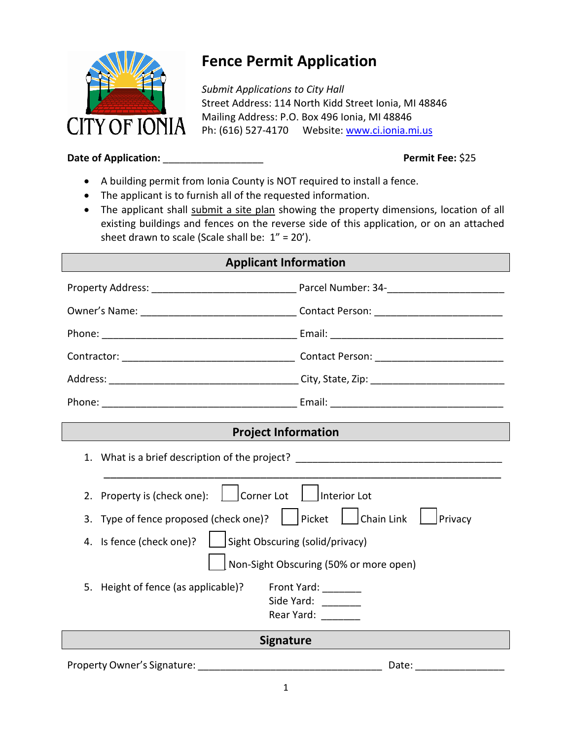CITY OF IONIA

# Fence Permit Application

*Submit Applications to City Hall*
Street Address: 114 North Kidd Street Ionia, MI 48846
Mailing Address: P.O. Box 496 Ionia, MI 48846
Ph: (616) 527-4170 Website: www.ci.ionia.mi.us

**Date of Application:** __________________ **Permit Fee:** $25

- A building permit from Ionia County is NOT required to install a fence.
- The applicant is to furnish all of the requested information.
- The applicant shall submit a site plan showing the property dimensions, location of all existing buildings and fences on the reverse side of this application, or on an attached sheet drawn to scale (Scale shall be: 1" = 20').

## Applicant Information

Property Address: __________________________ Parcel Number: 34-____________________

Owner's Name: __________________________ Contact Person: ______________________

Phone: ___________________________________ Email: ______________________________

Contractor: ______________________________ Contact Person: ______________________

Address: ________________________________ City, State, Zip: _____________________

Phone: ___________________________________ Email: ______________________________

## Project Information

1. What is a brief description of the project? ____________________________________
   _________________________________________________________________________
2. Property is (check one): ☐ Corner Lot ☐ Interior Lot
3. Type of fence proposed (check one)? ☐ Picket ☐ Chain Link ☐ Privacy
4. Is fence (check one)? ☐ Sight Obscuring (solid/privacy)
   ☐ Non-Sight Obscuring (50% or more open)
5. Height of fence (as applicable)? Front Yard: _______
   Side Yard: _______
   Rear Yard: _______

## Signature

Property Owner's Signature: __________________________________ Date: ________________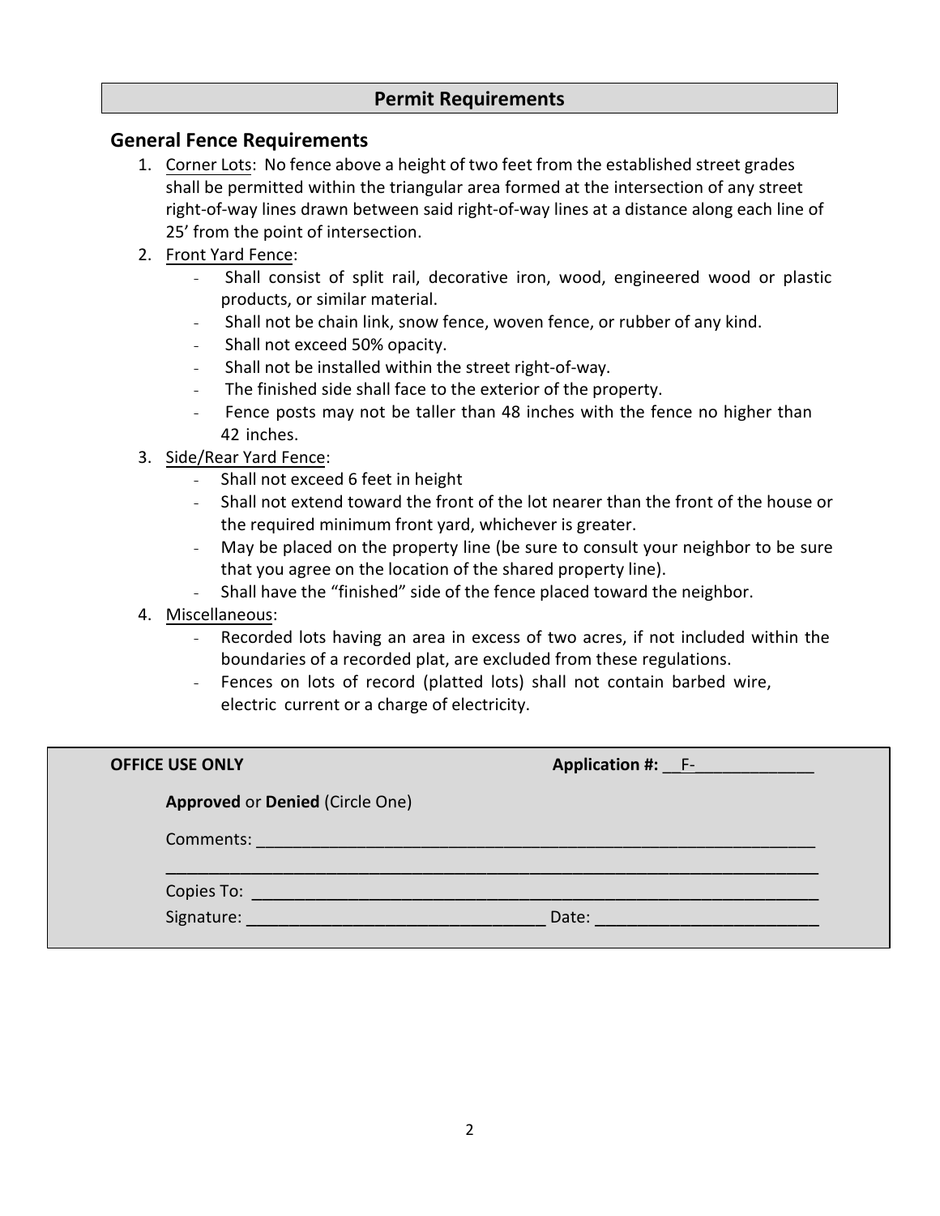## Permit Requirements

### General Fence Requirements

1. Corner Lots: No fence above a height of two feet from the established street grades shall be permitted within the triangular area formed at the intersection of any street right-of-way lines drawn between said right-of-way lines at a distance along each line of 25' from the point of intersection.
2. Front Yard Fence:
   - Shall consist of split rail, decorative iron, wood, engineered wood or plastic products, or similar material.
   - Shall not be chain link, snow fence, woven fence, or rubber of any kind.
   - Shall not exceed 50% opacity.
   - Shall not be installed within the street right-of-way.
   - The finished side shall face to the exterior of the property.
   - Fence posts may not be taller than 48 inches with the fence no higher than 42 inches.
3. Side/Rear Yard Fence:
   - Shall not exceed 6 feet in height
   - Shall not extend toward the front of the lot nearer than the front of the house or the required minimum front yard, whichever is greater.
   - May be placed on the property line (be sure to consult your neighbor to be sure that you agree on the location of the shared property line).
   - Shall have the "finished" side of the fence placed toward the neighbor.
4. Miscellaneous:
   - Recorded lots having an area in excess of two acres, if not included within the boundaries of a recorded plat, are excluded from these regulations.
   - Fences on lots of record (platted lots) shall not contain barbed wire, electric current or a charge of electricity.

---

**OFFICE USE ONLY** **Application #:** F-_____________

**Approved** or **Denied** (Circle One)

Comments: ______________________________________________________________

________________________________________________________________________

Copies To: ______________________________________________________________

Signature: ________________________________ Date: ________________________